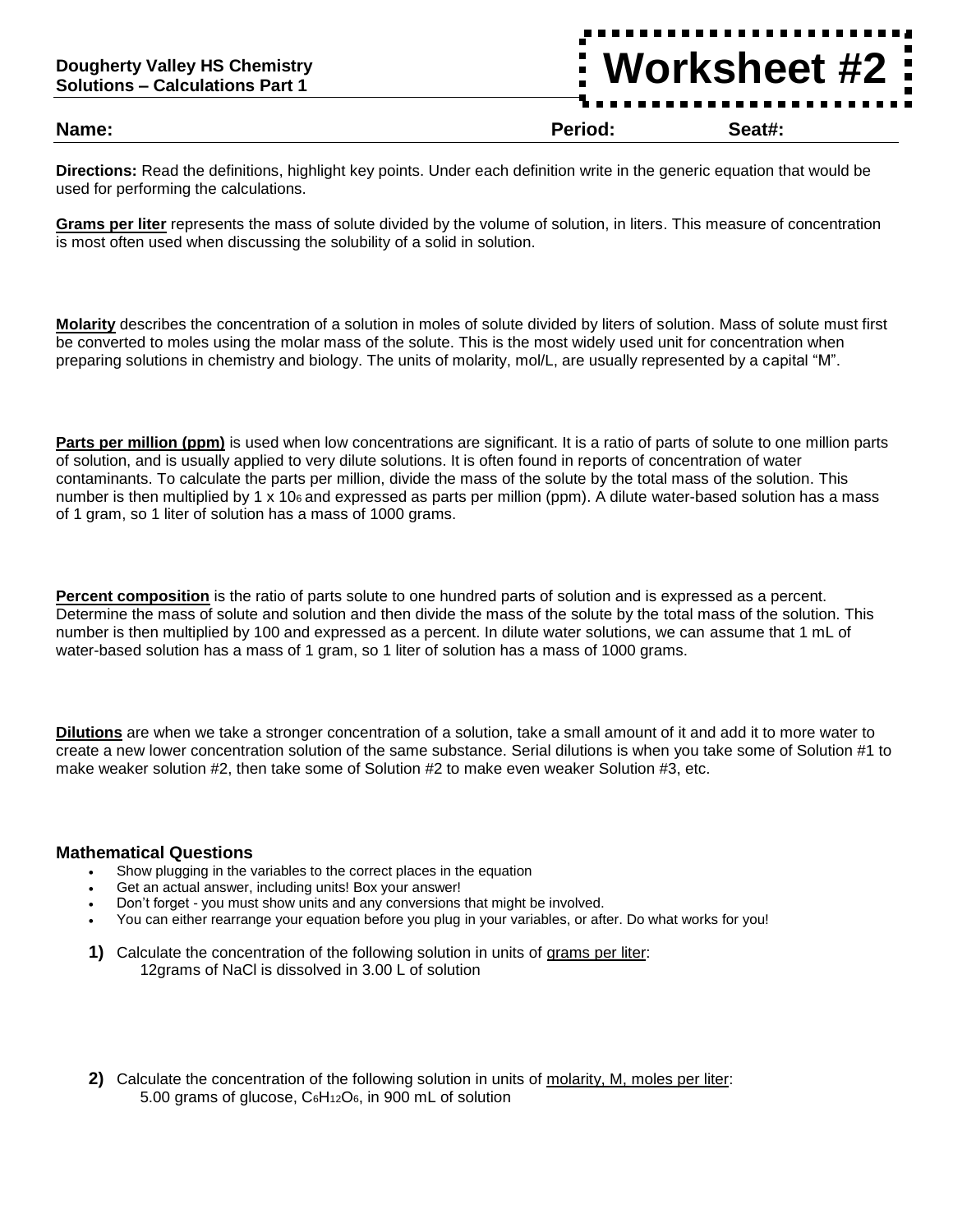**Dougherty Valley HS Chemistry**
**Solutions – Calculations Part 1**

# Worksheet #2

**Name:** **Period:** **Seat#:**

**Directions:** Read the definitions, highlight key points. Under each definition write in the generic equation that would be used for performing the calculations.

**Grams per liter** represents the mass of solute divided by the volume of solution, in liters. This measure of concentration is most often used when discussing the solubility of a solid in solution.

**Molarity** describes the concentration of a solution in moles of solute divided by liters of solution. Mass of solute must first be converted to moles using the molar mass of the solute. This is the most widely used unit for concentration when preparing solutions in chemistry and biology. The units of molarity, mol/L, are usually represented by a capital "M".

**Parts per million (ppm)** is used when low concentrations are significant. It is a ratio of parts of solute to one million parts of solution, and is usually applied to very dilute solutions. It is often found in reports of concentration of water contaminants. To calculate the parts per million, divide the mass of the solute by the total mass of the solution. This number is then multiplied by $1 \times 10^6$ and expressed as parts per million (ppm). A dilute water-based solution has a mass of 1 gram, so 1 liter of solution has a mass of 1000 grams.

**Percent composition** is the ratio of parts solute to one hundred parts of solution and is expressed as a percent. Determine the mass of solute and solution and then divide the mass of the solute by the total mass of the solution. This number is then multiplied by 100 and expressed as a percent. In dilute water solutions, we can assume that 1 mL of water-based solution has a mass of 1 gram, so 1 liter of solution has a mass of 1000 grams.

**Dilutions** are when we take a stronger concentration of a solution, take a small amount of it and add it to more water to create a new lower concentration solution of the same substance. Serial dilutions is when you take some of Solution #1 to make weaker solution #2, then take some of Solution #2 to make even weaker Solution #3, etc.

### Mathematical Questions

- Show plugging in the variables to the correct places in the equation
- Get an actual answer, including units! Box your answer!
- Don't forget - you must show units and any conversions that might be involved.
- You can either rearrange your equation before you plug in your variables, or after. Do what works for you!

**1)** Calculate the concentration of the following solution in units of grams per liter:
12grams of NaCl is dissolved in 3.00 L of solution

**2)** Calculate the concentration of the following solution in units of molarity, M, moles per liter:
5.00 grams of glucose, $C_6H_{12}O_6$, in 900 mL of solution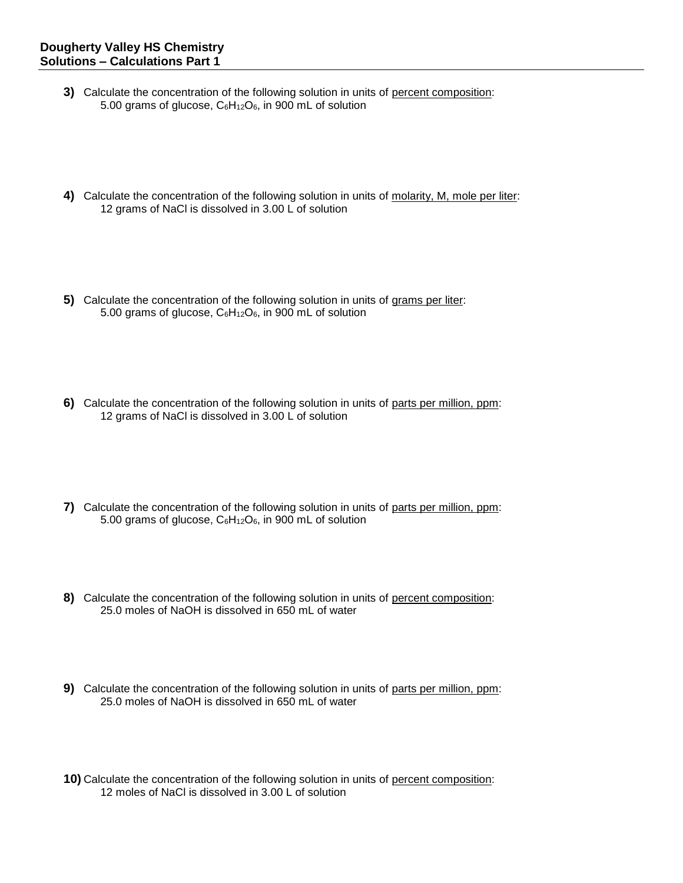**3)** Calculate the concentration of the following solution in units of percent composition:
5.00 grams of glucose, $C_6H_{12}O_6$, in 900 mL of solution

**4)** Calculate the concentration of the following solution in units of molarity, M, mole per liter:
12 grams of NaCl is dissolved in 3.00 L of solution

**5)** Calculate the concentration of the following solution in units of grams per liter:
5.00 grams of glucose, $C_6H_{12}O_6$, in 900 mL of solution

**6)** Calculate the concentration of the following solution in units of parts per million, ppm:
12 grams of NaCl is dissolved in 3.00 L of solution

**7)** Calculate the concentration of the following solution in units of parts per million, ppm:
5.00 grams of glucose, $C_6H_{12}O_6$, in 900 mL of solution

**8)** Calculate the concentration of the following solution in units of percent composition:
25.0 moles of NaOH is dissolved in 650 mL of water

**9)** Calculate the concentration of the following solution in units of parts per million, ppm:
25.0 moles of NaOH is dissolved in 650 mL of water

**10)** Calculate the concentration of the following solution in units of percent composition:
12 moles of NaCl is dissolved in 3.00 L of solution